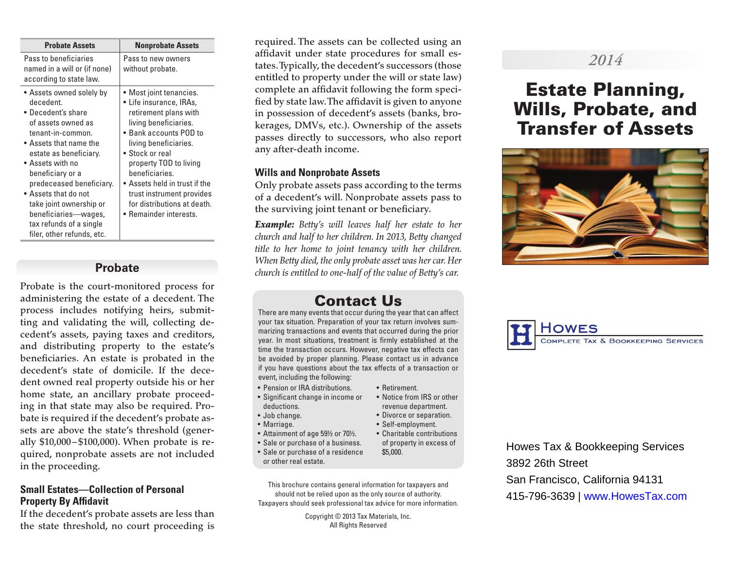| Probate Assets | Nonprobate Assets |
|---|---|
| Pass to beneficiaries named in a will or (if none) according to state law. | Pass to new owners without probate. |
| • Assets owned solely by decedent.<br>• Decedent's share of assets owned as tenant-in-common.<br>• Assets that name the estate as beneficiary.<br>• Assets with no beneficiary or a predeceased beneficiary.<br>• Assets that do not take joint ownership or beneficiaries—wages, tax refunds of a single filer, other refunds, etc. | • Most joint tenancies.<br>• Life insurance, IRAs, retirement plans with living beneficiaries.<br>• Bank accounts POD to living beneficiaries.<br>• Stock or real property TOD to living beneficiaries.<br>• Assets held in trust if the trust instrument provides for distributions at death.<br>• Remainder interests. |

## Probate

Probate is the court-monitored process for administering the estate of a decedent. The process includes notifying heirs, submitting and validating the will, collecting decedent's assets, paying taxes and creditors, and distributing property to the estate's beneficiaries. An estate is probated in the decedent's state of domicile. If the decedent owned real property outside his or her home state, an ancillary probate proceeding in that state may also be required. Probate is required if the decedent's probate assets are above the state's threshold (generally $10,000–$100,000). When probate is required, nonprobate assets are not included in the proceeding.

### Small Estates—Collection of Personal Property By Affidavit

If the decedent's probate assets are less than the state threshold, no court proceeding is required. The assets can be collected using an affidavit under state procedures for small estates. Typically, the decedent's successors (those entitled to property under the will or state law) complete an affidavit following the form specified by state law. The affidavit is given to anyone in possession of decedent's assets (banks, brokerages, DMVs, etc.). Ownership of the assets passes directly to successors, who also report any after-death income.

### Wills and Nonprobate Assets

Only probate assets pass according to the terms of a decedent's will. Nonprobate assets pass to the surviving joint tenant or beneficiary.

***Example:*** *Betty's will leaves half her estate to her church and half to her children. In 2013, Betty changed title to her home to joint tenancy with her children. When Betty died, the only probate asset was her car. Her church is entitled to one-half of the value of Betty's car.*

## Contact Us

There are many events that occur during the year that can affect your tax situation. Preparation of your tax return involves summarizing transactions and events that occurred during the prior year. In most situations, treatment is firmly established at the time the transaction occurs. However, negative tax effects can be avoided by proper planning. Please contact us in advance if you have questions about the tax effects of a transaction or event, including the following:

- Pension or IRA distributions.
- Significant change in income or deductions.
- Job change.
- Marriage.
- Attainment of age 59½ or 70½.
- Sale or purchase of a business.
- Sale or purchase of a residence or other real estate.
- Retirement.
- Notice from IRS or other revenue department.
- Divorce or separation.
- Self-employment.
- Charitable contributions of property in excess of $5,000.

This brochure contains general information for taxpayers and should not be relied upon as the only source of authority. Taxpayers should seek professional tax advice for more information.

Copyright © 2013 Tax Materials, Inc.
All Rights Reserved

*2014*

# Estate Planning, Wills, Probate, and Transfer of Assets

**Howes**
Complete Tax & Bookkeeping Services

Howes Tax & Bookkeeping Services
3892 26th Street
San Francisco, California 94131
415-796-3639 | www.HowesTax.com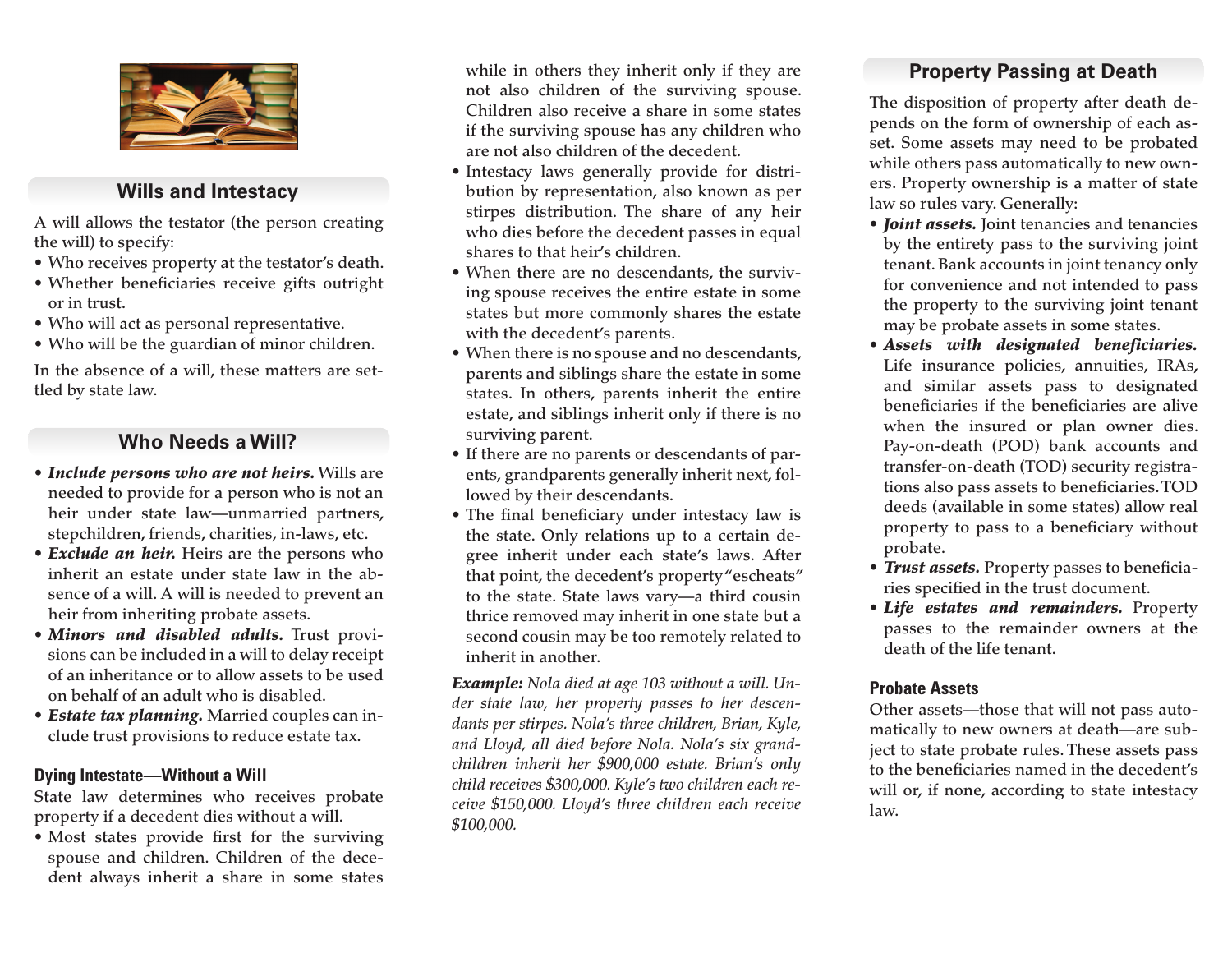## Wills and Intestacy

A will allows the testator (the person creating the will) to specify:

- Who receives property at the testator's death.
- Whether beneficiaries receive gifts outright or in trust.
- Who will act as personal representative.
- Who will be the guardian of minor children.

In the absence of a will, these matters are settled by state law.

## Who Needs a Will?

- ***Include persons who are not heirs.*** Wills are needed to provide for a person who is not an heir under state law—unmarried partners, stepchildren, friends, charities, in-laws, etc.
- ***Exclude an heir.*** Heirs are the persons who inherit an estate under state law in the absence of a will. A will is needed to prevent an heir from inheriting probate assets.
- ***Minors and disabled adults.*** Trust provisions can be included in a will to delay receipt of an inheritance or to allow assets to be used on behalf of an adult who is disabled.
- ***Estate tax planning.*** Married couples can include trust provisions to reduce estate tax.

### Dying Intestate—Without a Will

State law determines who receives probate property if a decedent dies without a will.

- Most states provide first for the surviving spouse and children. Children of the decedent always inherit a share in some states while in others they inherit only if they are not also children of the surviving spouse. Children also receive a share in some states if the surviving spouse has any children who are not also children of the decedent.
- Intestacy laws generally provide for distribution by representation, also known as per stirpes distribution. The share of any heir who dies before the decedent passes in equal shares to that heir's children.
- When there are no descendants, the surviving spouse receives the entire estate in some states but more commonly shares the estate with the decedent's parents.
- When there is no spouse and no descendants, parents and siblings share the estate in some states. In others, parents inherit the entire estate, and siblings inherit only if there is no surviving parent.
- If there are no parents or descendants of parents, grandparents generally inherit next, followed by their descendants.
- The final beneficiary under intestacy law is the state. Only relations up to a certain degree inherit under each state's laws. After that point, the decedent's property "escheats" to the state. State laws vary—a third cousin thrice removed may inherit in one state but a second cousin may be too remotely related to inherit in another.

***Example:*** *Nola died at age 103 without a will. Under state law, her property passes to her descendants per stirpes. Nola's three children, Brian, Kyle, and Lloyd, all died before Nola. Nola's six grandchildren inherit her $900,000 estate. Brian's only child receives $300,000. Kyle's two children each receive $150,000. Lloyd's three children each receive $100,000.*

## Property Passing at Death

The disposition of property after death depends on the form of ownership of each asset. Some assets may need to be probated while others pass automatically to new owners. Property ownership is a matter of state law so rules vary. Generally:

- ***Joint assets.*** Joint tenancies and tenancies by the entirety pass to the surviving joint tenant. Bank accounts in joint tenancy only for convenience and not intended to pass the property to the surviving joint tenant may be probate assets in some states.
- ***Assets with designated beneficiaries.*** Life insurance policies, annuities, IRAs, and similar assets pass to designated beneficiaries if the beneficiaries are alive when the insured or plan owner dies. Pay-on-death (POD) bank accounts and transfer-on-death (TOD) security registrations also pass assets to beneficiaries. TOD deeds (available in some states) allow real property to pass to a beneficiary without probate.
- ***Trust assets.*** Property passes to beneficiaries specified in the trust document.
- ***Life estates and remainders.*** Property passes to the remainder owners at the death of the life tenant.

### Probate Assets

Other assets—those that will not pass automatically to new owners at death—are subject to state probate rules. These assets pass to the beneficiaries named in the decedent's will or, if none, according to state intestacy law.